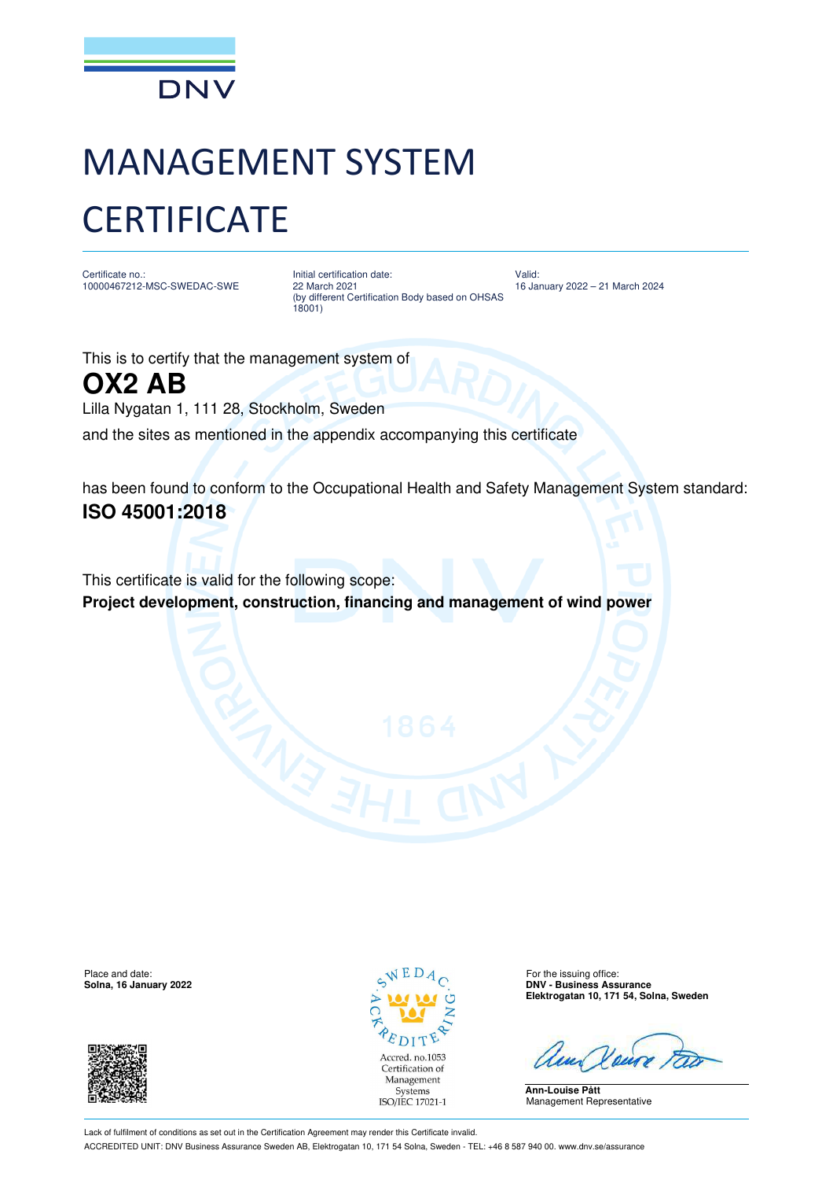DNV

# MANAGEMENT SYSTEM CERTIFICATE

Certificate no.:
10000467212-MSC-SWEDAC-SWE

Initial certification date:
22 March 2021
(by different Certification Body based on OHSAS 18001)

Valid:
16 January 2022 – 21 March 2024

This is to certify that the management system of

## OX2 AB

Lilla Nygatan 1, 111 28, Stockholm, Sweden

and the sites as mentioned in the appendix accompanying this certificate

has been found to conform to the Occupational Health and Safety Management System standard:

**ISO 45001:2018**

This certificate is valid for the following scope:

**Project development, construction, financing and management of wind power**

Place and date:
**Solna, 16 January 2022**

SWEDAC ACKREDITERING
Accred. no.1053
Certification of Management Systems
ISO/IEC 17021-1

For the issuing office:
**DNV - Business Assurance**
**Elektrogatan 10, 171 54, Solna, Sweden**

**Ann-Louise Pått**
Management Representative

Lack of fulfilment of conditions as set out in the Certification Agreement may render this Certificate invalid.

ACCREDITED UNIT: DNV Business Assurance Sweden AB, Elektrogatan 10, 171 54 Solna, Sweden - TEL: +46 8 587 940 00. www.dnv.se/assurance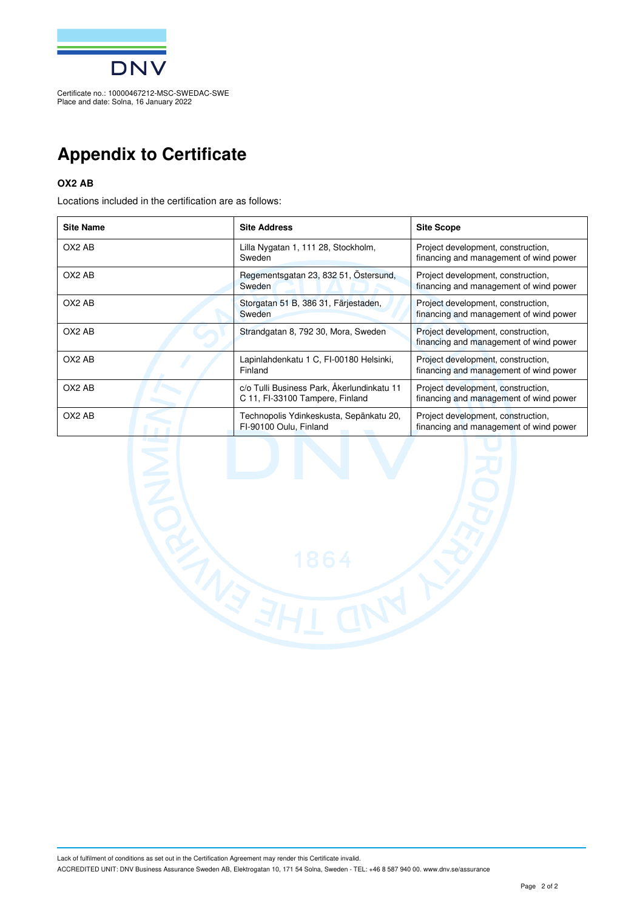Certificate no.: 10000467212-MSC-SWEDAC-SWE
Place and date: Solna, 16 January 2022

# Appendix to Certificate

**OX2 AB**

Locations included in the certification are as follows:

| Site Name | Site Address | Site Scope |
|---|---|---|
| OX2 AB | Lilla Nygatan 1, 111 28, Stockholm, Sweden | Project development, construction, financing and management of wind power |
| OX2 AB | Regementsgatan 23, 832 51, Östersund, Sweden | Project development, construction, financing and management of wind power |
| OX2 AB | Storgatan 51 B, 386 31, Färjestaden, Sweden | Project development, construction, financing and management of wind power |
| OX2 AB | Strandgatan 8, 792 30, Mora, Sweden | Project development, construction, financing and management of wind power |
| OX2 AB | Lapinlahdenkatu 1 C, FI-00180 Helsinki, Finland | Project development, construction, financing and management of wind power |
| OX2 AB | c/o Tulli Business Park, Åkerlundinkatu 11 C 11, FI-33100 Tampere, Finland | Project development, construction, financing and management of wind power |
| OX2 AB | Technopolis Ydinkeskusta, Sepänkatu 20, FI-90100 Oulu, Finland | Project development, construction, financing and management of wind power |

Lack of fulfilment of conditions as set out in the Certification Agreement may render this Certificate invalid.

ACCREDITED UNIT: DNV Business Assurance Sweden AB, Elektrogatan 10, 171 54 Solna, Sweden - TEL: +46 8 587 940 00. www.dnv.se/assurance